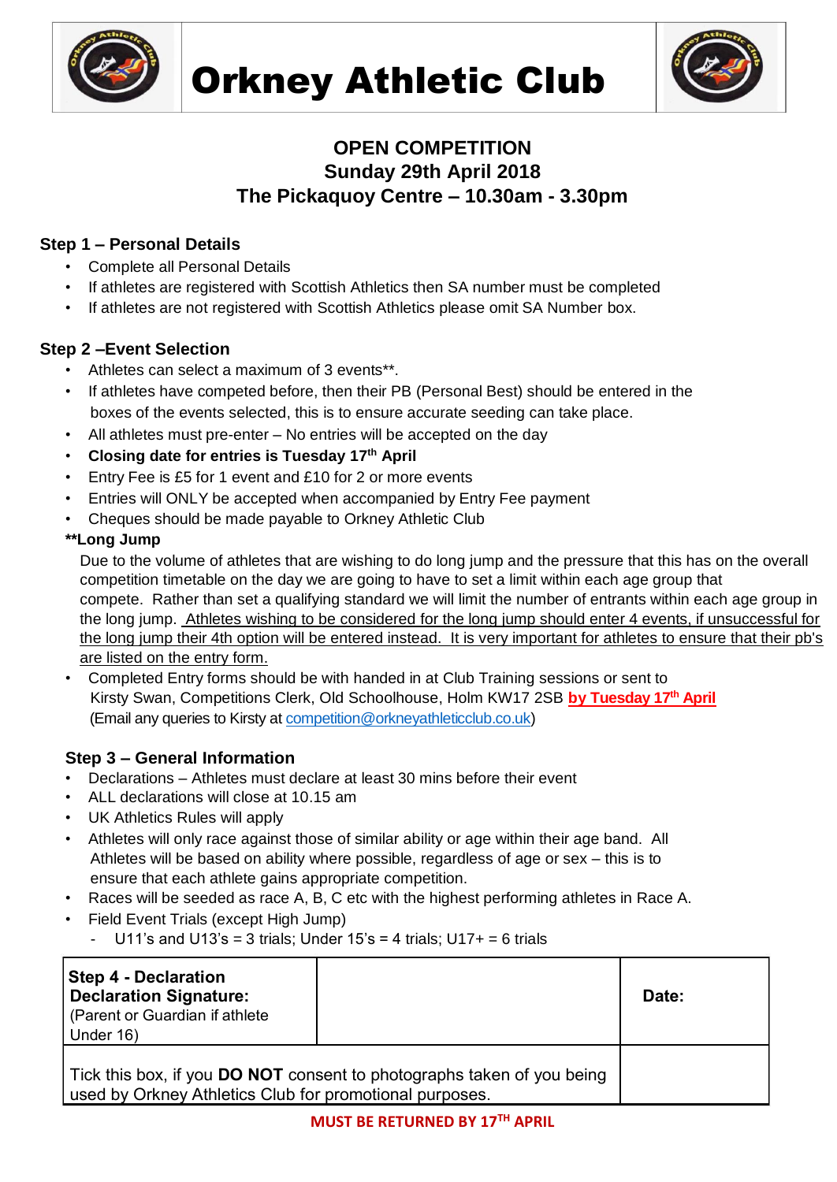# Orkney Athletic Club

## OPEN COMPETITION
## Sunday 29th April 2018
## The Pickaquoy Centre – 10.30am - 3.30pm

### Step 1 – Personal Details

- Complete all Personal Details
- If athletes are registered with Scottish Athletics then SA number must be completed
- If athletes are not registered with Scottish Athletics please omit SA Number box.

### Step 2 –Event Selection

- Athletes can select a maximum of 3 events**.
- If athletes have competed before, then their PB (Personal Best) should be entered in the boxes of the events selected, this is to ensure accurate seeding can take place.
- All athletes must pre-enter – No entries will be accepted on the day
- **Closing date for entries is Tuesday 17th April**
- Entry Fee is £5 for 1 event and £10 for 2 or more events
- Entries will ONLY be accepted when accompanied by Entry Fee payment
- Cheques should be made payable to Orkney Athletic Club

**\*\*Long Jump**

Due to the volume of athletes that are wishing to do long jump and the pressure that this has on the overall competition timetable on the day we are going to have to set a limit within each age group that compete. Rather than set a qualifying standard we will limit the number of entrants within each age group in the long jump. Athletes wishing to be considered for the long jump should enter 4 events, if unsuccessful for the long jump their 4th option will be entered instead. It is very important for athletes to ensure that their pb's are listed on the entry form.

- Completed Entry forms should be with handed in at Club Training sessions or sent to Kirsty Swan, Competitions Clerk, Old Schoolhouse, Holm KW17 2SB **by Tuesday 17th April**
  (Email any queries to Kirsty at competition@orkneyathleticclub.co.uk)

### Step 3 – General Information

- Declarations – Athletes must declare at least 30 mins before their event
- ALL declarations will close at 10.15 am
- UK Athletics Rules will apply
- Athletes will only race against those of similar ability or age within their age band. All Athletes will be based on ability where possible, regardless of age or sex – this is to ensure that each athlete gains appropriate competition.
- Races will be seeded as race A, B, C etc with the highest performing athletes in Race A.
- Field Event Trials (except High Jump)
  - U11's and U13's = 3 trials; Under 15's = 4 trials; U17+ = 6 trials

| **Step 4 - Declaration** **Declaration Signature:** (Parent or Guardian if athlete Under 16) | | **Date:** |
|---|---|---|
| Tick this box, if you **DO NOT** consent to photographs taken of you being used by Orkney Athletics Club for promotional purposes. | | |

**MUST BE RETURNED BY 17TH APRIL**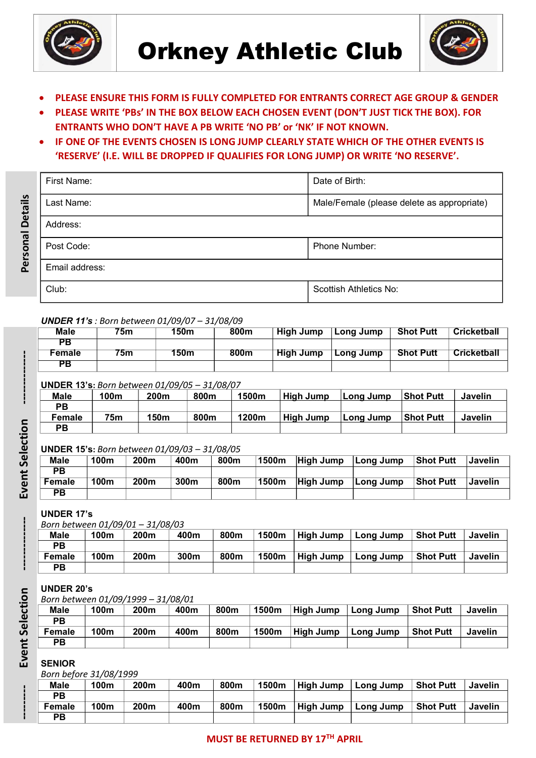# Orkney Athletic Club

- **PLEASE ENSURE THIS FORM IS FULLY COMPLETED FOR ENTRANTS CORRECT AGE GROUP & GENDER**
- **PLEASE WRITE 'PBs' IN THE BOX BELOW EACH CHOSEN EVENT (DON'T JUST TICK THE BOX). FOR ENTRANTS WHO DON'T HAVE A PB WRITE 'NO PB' or 'NK' IF NOT KNOWN.**
- **IF ONE OF THE EVENTS CHOSEN IS LONG JUMP CLEARLY STATE WHICH OF THE OTHER EVENTS IS 'RESERVE' (I.E. WILL BE DROPPED IF QUALIFIES FOR LONG JUMP) OR WRITE 'NO RESERVE'.**

**Personal Details**

| | |
|---|---|
| First Name: | Date of Birth: |
| Last Name: | Male/Female (please delete as appropriate) |
| Address: | |
| Post Code: | Phone Number: |
| Email address: | |
| Club: | Scottish Athletics No: |

**Event Selection**

***UNDER 11's*** *: Born between 01/09/07 – 31/08/09*

| Male | 75m | 150m | 800m | High Jump | Long Jump | Shot Putt | Cricketball |
|---|---|---|---|---|---|---|---|
| PB | | | | | | | |
| Female | 75m | 150m | 800m | High Jump | Long Jump | Shot Putt | Cricketball |
| PB | | | | | | | |

**UNDER 13's:** *Born between 01/09/05 – 31/08/07*

| Male | 100m | 200m | 800m | 1500m | High Jump | Long Jump | Shot Putt | Javelin |
|---|---|---|---|---|---|---|---|---|
| PB | | | | | | | | |
| Female | 75m | 150m | 800m | 1200m | High Jump | Long Jump | Shot Putt | Javelin |
| PB | | | | | | | | |

**UNDER 15's:** *Born between 01/09/03 – 31/08/05*

| Male | 100m | 200m | 400m | 800m | 1500m | High Jump | Long Jump | Shot Putt | Javelin |
|---|---|---|---|---|---|---|---|---|---|
| PB | | | | | | | | | |
| Female | 100m | 200m | 300m | 800m | 1500m | High Jump | Long Jump | Shot Putt | Javelin |
| PB | | | | | | | | | |

**UNDER 17's**
*Born between 01/09/01 – 31/08/03*

| Male | 100m | 200m | 400m | 800m | 1500m | High Jump | Long Jump | Shot Putt | Javelin |
|---|---|---|---|---|---|---|---|---|---|
| PB | | | | | | | | | |
| Female | 100m | 200m | 300m | 800m | 1500m | High Jump | Long Jump | Shot Putt | Javelin |
| PB | | | | | | | | | |

**UNDER 20's**
*Born between 01/09/1999 – 31/08/01*

| Male | 100m | 200m | 400m | 800m | 1500m | High Jump | Long Jump | Shot Putt | Javelin |
|---|---|---|---|---|---|---|---|---|---|
| PB | | | | | | | | | |
| Female | 100m | 200m | 400m | 800m | 1500m | High Jump | Long Jump | Shot Putt | Javelin |
| PB | | | | | | | | | |

**SENIOR**
*Born before 31/08/1999*

| Male | 100m | 200m | 400m | 800m | 1500m | High Jump | Long Jump | Shot Putt | Javelin |
|---|---|---|---|---|---|---|---|---|---|
| PB | | | | | | | | | |
| Female | 100m | 200m | 400m | 800m | 1500m | High Jump | Long Jump | Shot Putt | Javelin |
| PB | | | | | | | | | |

**MUST BE RETURNED BY 17TH APRIL**